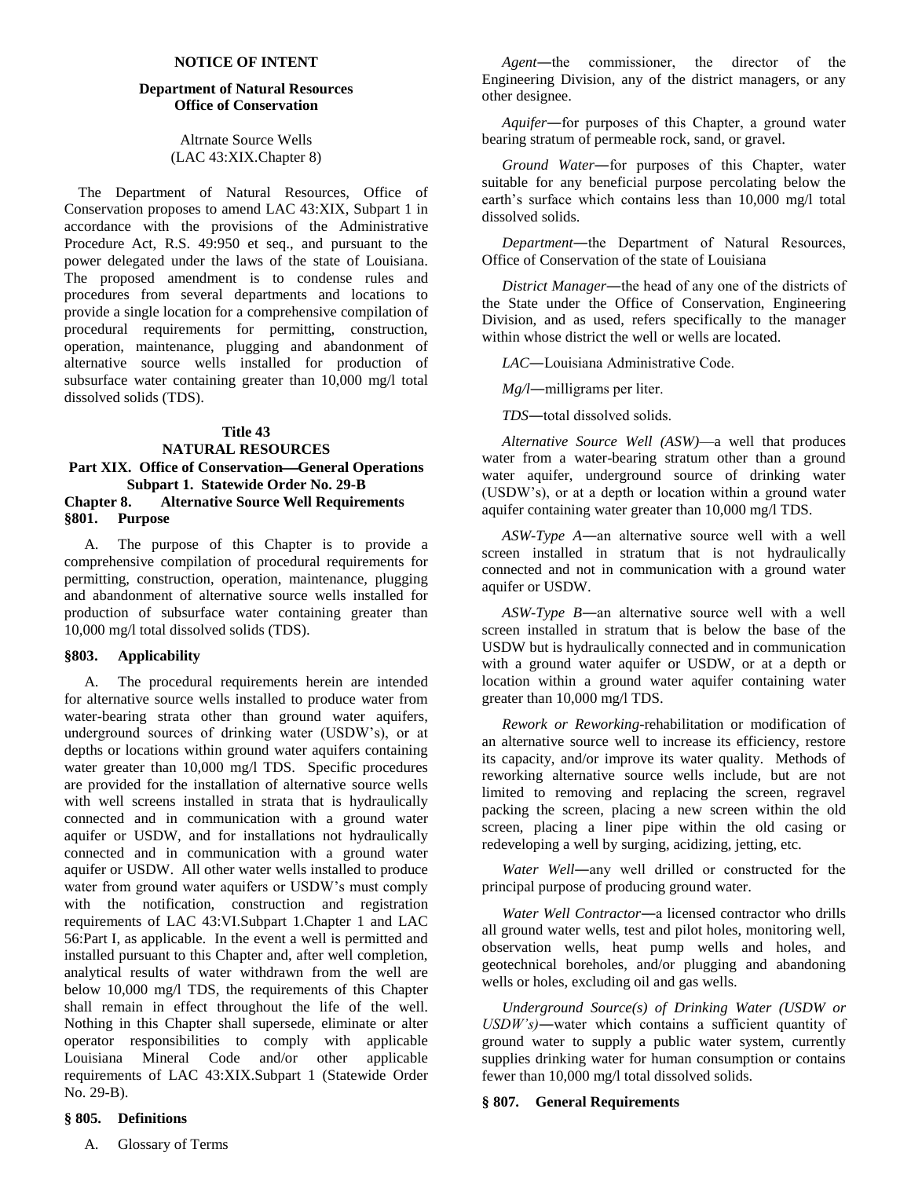**NOTICE OF INTENT**

**Department of Natural Resources**
**Office of Conservation**

Altrnate Source Wells
(LAC 43:XIX.Chapter 8)

The Department of Natural Resources, Office of Conservation proposes to amend LAC 43:XIX, Subpart 1 in accordance with the provisions of the Administrative Procedure Act, R.S. 49:950 et seq., and pursuant to the power delegated under the laws of the state of Louisiana. The proposed amendment is to condense rules and procedures from several departments and locations to provide a single location for a comprehensive compilation of procedural requirements for permitting, construction, operation, maintenance, plugging and abandonment of alternative source wells installed for production of subsurface water containing greater than 10,000 mg/l total dissolved solids (TDS).

**Title 43**
**NATURAL RESOURCES**
**Part XIX. Office of Conservation—General Operations**
**Subpart 1. Statewide Order No. 29-B**
**Chapter 8. Alternative Source Well Requirements**
**§801. Purpose**

A. The purpose of this Chapter is to provide a comprehensive compilation of procedural requirements for permitting, construction, operation, maintenance, plugging and abandonment of alternative source wells installed for production of subsurface water containing greater than 10,000 mg/l total dissolved solids (TDS).

**§803. Applicability**

A. The procedural requirements herein are intended for alternative source wells installed to produce water from water-bearing strata other than ground water aquifers, underground sources of drinking water (USDW's), or at depths or locations within ground water aquifers containing water greater than 10,000 mg/l TDS. Specific procedures are provided for the installation of alternative source wells with well screens installed in strata that is hydraulically connected and in communication with a ground water aquifer or USDW, and for installations not hydraulically connected and in communication with a ground water aquifer or USDW. All other water wells installed to produce water from ground water aquifers or USDW's must comply with the notification, construction and registration requirements of LAC 43:VI.Subpart 1.Chapter 1 and LAC 56:Part I, as applicable. In the event a well is permitted and installed pursuant to this Chapter and, after well completion, analytical results of water withdrawn from the well are below 10,000 mg/l TDS, the requirements of this Chapter shall remain in effect throughout the life of the well. Nothing in this Chapter shall supersede, eliminate or alter operator responsibilities to comply with applicable Louisiana Mineral Code and/or other applicable requirements of LAC 43:XIX.Subpart 1 (Statewide Order No. 29-B).

**§ 805. Definitions**

A. Glossary of Terms

*Agent*—the commissioner, the director of the Engineering Division, any of the district managers, or any other designee.

*Aquifer*—for purposes of this Chapter, a ground water bearing stratum of permeable rock, sand, or gravel.

*Ground Water*—for purposes of this Chapter, water suitable for any beneficial purpose percolating below the earth's surface which contains less than 10,000 mg/l total dissolved solids.

*Department*—the Department of Natural Resources, Office of Conservation of the state of Louisiana

*District Manager*—the head of any one of the districts of the State under the Office of Conservation, Engineering Division, and as used, refers specifically to the manager within whose district the well or wells are located.

*LAC*—Louisiana Administrative Code.

*Mg/l*—milligrams per liter.

*TDS*—total dissolved solids.

*Alternative Source Well (ASW)*—a well that produces water from a water-bearing stratum other than a ground water aquifer, underground source of drinking water (USDW's), or at a depth or location within a ground water aquifer containing water greater than 10,000 mg/l TDS.

*ASW-Type A*—an alternative source well with a well screen installed in stratum that is not hydraulically connected and not in communication with a ground water aquifer or USDW.

*ASW-Type B*—an alternative source well with a well screen installed in stratum that is below the base of the USDW but is hydraulically connected and in communication with a ground water aquifer or USDW, or at a depth or location within a ground water aquifer containing water greater than 10,000 mg/l TDS.

*Rework or Reworking*-rehabilitation or modification of an alternative source well to increase its efficiency, restore its capacity, and/or improve its water quality. Methods of reworking alternative source wells include, but are not limited to removing and replacing the screen, regravel packing the screen, placing a new screen within the old screen, placing a liner pipe within the old casing or redeveloping a well by surging, acidizing, jetting, etc.

*Water Well*—any well drilled or constructed for the principal purpose of producing ground water.

*Water Well Contractor*—a licensed contractor who drills all ground water wells, test and pilot holes, monitoring well, observation wells, heat pump wells and holes, and geotechnical boreholes, and/or plugging and abandoning wells or holes, excluding oil and gas wells.

*Underground Source(s) of Drinking Water (USDW or USDW's)*—water which contains a sufficient quantity of ground water to supply a public water system, currently supplies drinking water for human consumption or contains fewer than 10,000 mg/l total dissolved solids.

**§ 807. General Requirements**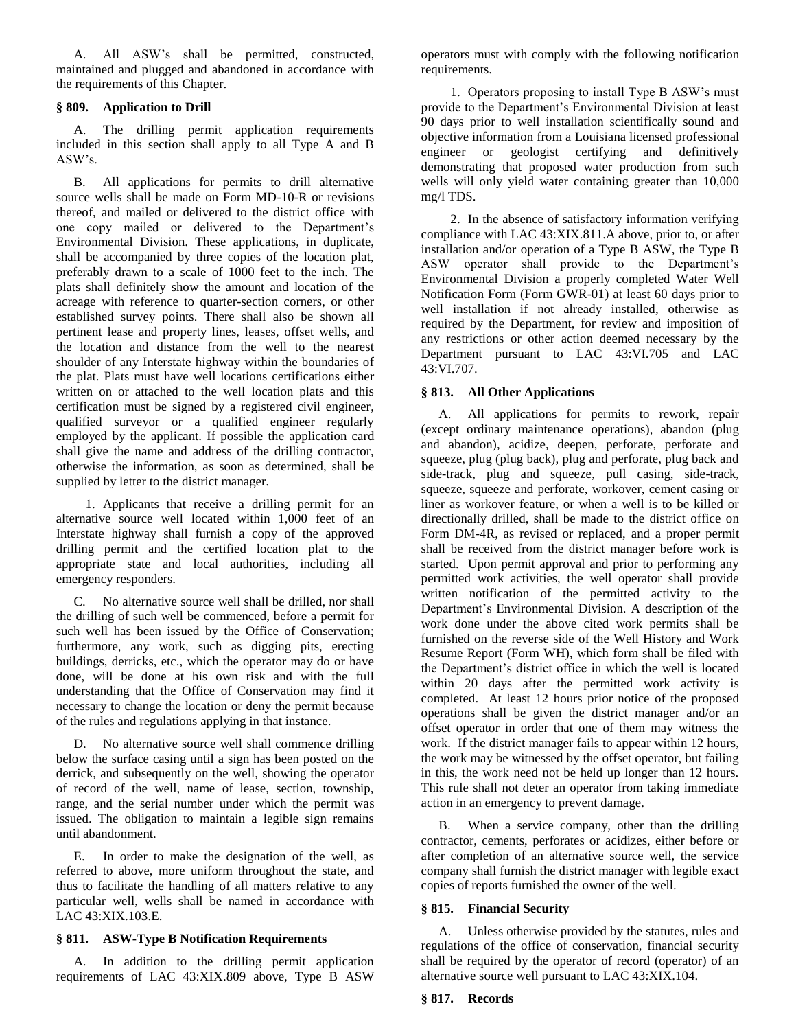A. All ASW's shall be permitted, constructed, maintained and plugged and abandoned in accordance with the requirements of this Chapter.

### § 809. Application to Drill

A. The drilling permit application requirements included in this section shall apply to all Type A and B ASW's.

B. All applications for permits to drill alternative source wells shall be made on Form MD-10-R or revisions thereof, and mailed or delivered to the district office with one copy mailed or delivered to the Department's Environmental Division. These applications, in duplicate, shall be accompanied by three copies of the location plat, preferably drawn to a scale of 1000 feet to the inch. The plats shall definitely show the amount and location of the acreage with reference to quarter-section corners, or other established survey points. There shall also be shown all pertinent lease and property lines, leases, offset wells, and the location and distance from the well to the nearest shoulder of any Interstate highway within the boundaries of the plat. Plats must have well locations certifications either written on or attached to the well location plats and this certification must be signed by a registered civil engineer, qualified surveyor or a qualified engineer regularly employed by the applicant. If possible the application card shall give the name and address of the drilling contractor, otherwise the information, as soon as determined, shall be supplied by letter to the district manager.

1. Applicants that receive a drilling permit for an alternative source well located within 1,000 feet of an Interstate highway shall furnish a copy of the approved drilling permit and the certified location plat to the appropriate state and local authorities, including all emergency responders.

C. No alternative source well shall be drilled, nor shall the drilling of such well be commenced, before a permit for such well has been issued by the Office of Conservation; furthermore, any work, such as digging pits, erecting buildings, derricks, etc., which the operator may do or have done, will be done at his own risk and with the full understanding that the Office of Conservation may find it necessary to change the location or deny the permit because of the rules and regulations applying in that instance.

D. No alternative source well shall commence drilling below the surface casing until a sign has been posted on the derrick, and subsequently on the well, showing the operator of record of the well, name of lease, section, township, range, and the serial number under which the permit was issued. The obligation to maintain a legible sign remains until abandonment.

E. In order to make the designation of the well, as referred to above, more uniform throughout the state, and thus to facilitate the handling of all matters relative to any particular well, wells shall be named in accordance with LAC 43:XIX.103.E.

### § 811. ASW-Type B Notification Requirements

A. In addition to the drilling permit application requirements of LAC 43:XIX.809 above, Type B ASW operators must with comply with the following notification requirements.

1. Operators proposing to install Type B ASW's must provide to the Department's Environmental Division at least 90 days prior to well installation scientifically sound and objective information from a Louisiana licensed professional engineer or geologist certifying and definitively demonstrating that proposed water production from such wells will only yield water containing greater than 10,000 mg/l TDS.

2. In the absence of satisfactory information verifying compliance with LAC 43:XIX.811.A above, prior to, or after installation and/or operation of a Type B ASW, the Type B ASW operator shall provide to the Department's Environmental Division a properly completed Water Well Notification Form (Form GWR-01) at least 60 days prior to well installation if not already installed, otherwise as required by the Department, for review and imposition of any restrictions or other action deemed necessary by the Department pursuant to LAC 43:VI.705 and LAC 43:VI.707.

### § 813. All Other Applications

A. All applications for permits to rework, repair (except ordinary maintenance operations), abandon (plug and abandon), acidize, deepen, perforate, perforate and squeeze, plug (plug back), plug and perforate, plug back and side-track, plug and squeeze, pull casing, side-track, squeeze, squeeze and perforate, workover, cement casing or liner as workover feature, or when a well is to be killed or directionally drilled, shall be made to the district office on Form DM-4R, as revised or replaced, and a proper permit shall be received from the district manager before work is started. Upon permit approval and prior to performing any permitted work activities, the well operator shall provide written notification of the permitted activity to the Department's Environmental Division. A description of the work done under the above cited work permits shall be furnished on the reverse side of the Well History and Work Resume Report (Form WH), which form shall be filed with the Department's district office in which the well is located within 20 days after the permitted work activity is completed. At least 12 hours prior notice of the proposed operations shall be given the district manager and/or an offset operator in order that one of them may witness the work. If the district manager fails to appear within 12 hours, the work may be witnessed by the offset operator, but failing in this, the work need not be held up longer than 12 hours. This rule shall not deter an operator from taking immediate action in an emergency to prevent damage.

B. When a service company, other than the drilling contractor, cements, perforates or acidizes, either before or after completion of an alternative source well, the service company shall furnish the district manager with legible exact copies of reports furnished the owner of the well.

### § 815. Financial Security

A. Unless otherwise provided by the statutes, rules and regulations of the office of conservation, financial security shall be required by the operator of record (operator) of an alternative source well pursuant to LAC 43:XIX.104.

### § 817. Records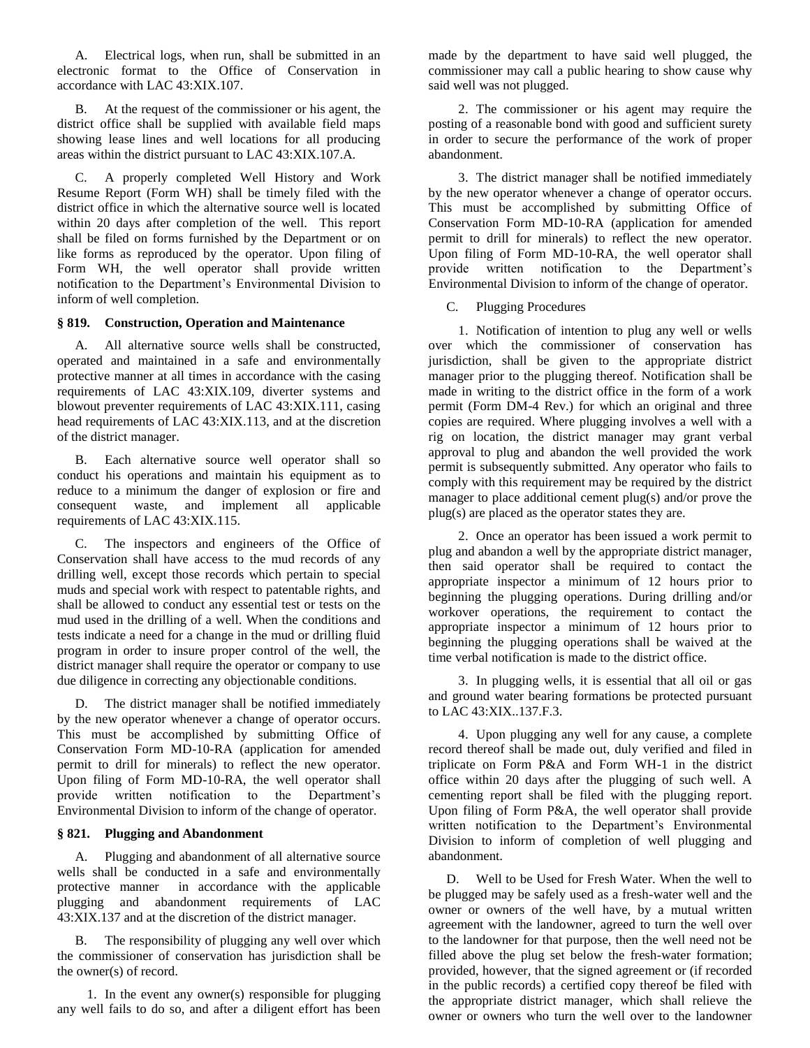A. Electrical logs, when run, shall be submitted in an electronic format to the Office of Conservation in accordance with LAC 43:XIX.107.

B. At the request of the commissioner or his agent, the district office shall be supplied with available field maps showing lease lines and well locations for all producing areas within the district pursuant to LAC 43:XIX.107.A.

C. A properly completed Well History and Work Resume Report (Form WH) shall be timely filed with the district office in which the alternative source well is located within 20 days after completion of the well. This report shall be filed on forms furnished by the Department or on like forms as reproduced by the operator. Upon filing of Form WH, the well operator shall provide written notification to the Department's Environmental Division to inform of well completion.

### § 819. Construction, Operation and Maintenance

A. All alternative source wells shall be constructed, operated and maintained in a safe and environmentally protective manner at all times in accordance with the casing requirements of LAC 43:XIX.109, diverter systems and blowout preventer requirements of LAC 43:XIX.111, casing head requirements of LAC 43:XIX.113, and at the discretion of the district manager.

B. Each alternative source well operator shall so conduct his operations and maintain his equipment as to reduce to a minimum the danger of explosion or fire and consequent waste, and implement all applicable requirements of LAC 43:XIX.115.

C. The inspectors and engineers of the Office of Conservation shall have access to the mud records of any drilling well, except those records which pertain to special muds and special work with respect to patentable rights, and shall be allowed to conduct any essential test or tests on the mud used in the drilling of a well. When the conditions and tests indicate a need for a change in the mud or drilling fluid program in order to insure proper control of the well, the district manager shall require the operator or company to use due diligence in correcting any objectionable conditions.

D. The district manager shall be notified immediately by the new operator whenever a change of operator occurs. This must be accomplished by submitting Office of Conservation Form MD-10-RA (application for amended permit to drill for minerals) to reflect the new operator. Upon filing of Form MD-10-RA, the well operator shall provide written notification to the Department's Environmental Division to inform of the change of operator.

### § 821. Plugging and Abandonment

A. Plugging and abandonment of all alternative source wells shall be conducted in a safe and environmentally protective manner in accordance with the applicable plugging and abandonment requirements of LAC 43:XIX.137 and at the discretion of the district manager.

B. The responsibility of plugging any well over which the commissioner of conservation has jurisdiction shall be the owner(s) of record.

1. In the event any owner(s) responsible for plugging any well fails to do so, and after a diligent effort has been made by the department to have said well plugged, the commissioner may call a public hearing to show cause why said well was not plugged.

2. The commissioner or his agent may require the posting of a reasonable bond with good and sufficient surety in order to secure the performance of the work of proper abandonment.

3. The district manager shall be notified immediately by the new operator whenever a change of operator occurs. This must be accomplished by submitting Office of Conservation Form MD-10-RA (application for amended permit to drill for minerals) to reflect the new operator. Upon filing of Form MD-10-RA, the well operator shall provide written notification to the Department's Environmental Division to inform of the change of operator.

C. Plugging Procedures

1. Notification of intention to plug any well or wells over which the commissioner of conservation has jurisdiction, shall be given to the appropriate district manager prior to the plugging thereof. Notification shall be made in writing to the district office in the form of a work permit (Form DM-4 Rev.) for which an original and three copies are required. Where plugging involves a well with a rig on location, the district manager may grant verbal approval to plug and abandon the well provided the work permit is subsequently submitted. Any operator who fails to comply with this requirement may be required by the district manager to place additional cement plug(s) and/or prove the plug(s) are placed as the operator states they are.

2. Once an operator has been issued a work permit to plug and abandon a well by the appropriate district manager, then said operator shall be required to contact the appropriate inspector a minimum of 12 hours prior to beginning the plugging operations. During drilling and/or workover operations, the requirement to contact the appropriate inspector a minimum of 12 hours prior to beginning the plugging operations shall be waived at the time verbal notification is made to the district office.

3. In plugging wells, it is essential that all oil or gas and ground water bearing formations be protected pursuant to LAC 43:XIX..137.F.3.

4. Upon plugging any well for any cause, a complete record thereof shall be made out, duly verified and filed in triplicate on Form P&A and Form WH-1 in the district office within 20 days after the plugging of such well. A cementing report shall be filed with the plugging report. Upon filing of Form P&A, the well operator shall provide written notification to the Department's Environmental Division to inform of completion of well plugging and abandonment.

D. Well to be Used for Fresh Water. When the well to be plugged may be safely used as a fresh-water well and the owner or owners of the well have, by a mutual written agreement with the landowner, agreed to turn the well over to the landowner for that purpose, then the well need not be filled above the plug set below the fresh-water formation; provided, however, that the signed agreement or (if recorded in the public records) a certified copy thereof be filed with the appropriate district manager, which shall relieve the owner or owners who turn the well over to the landowner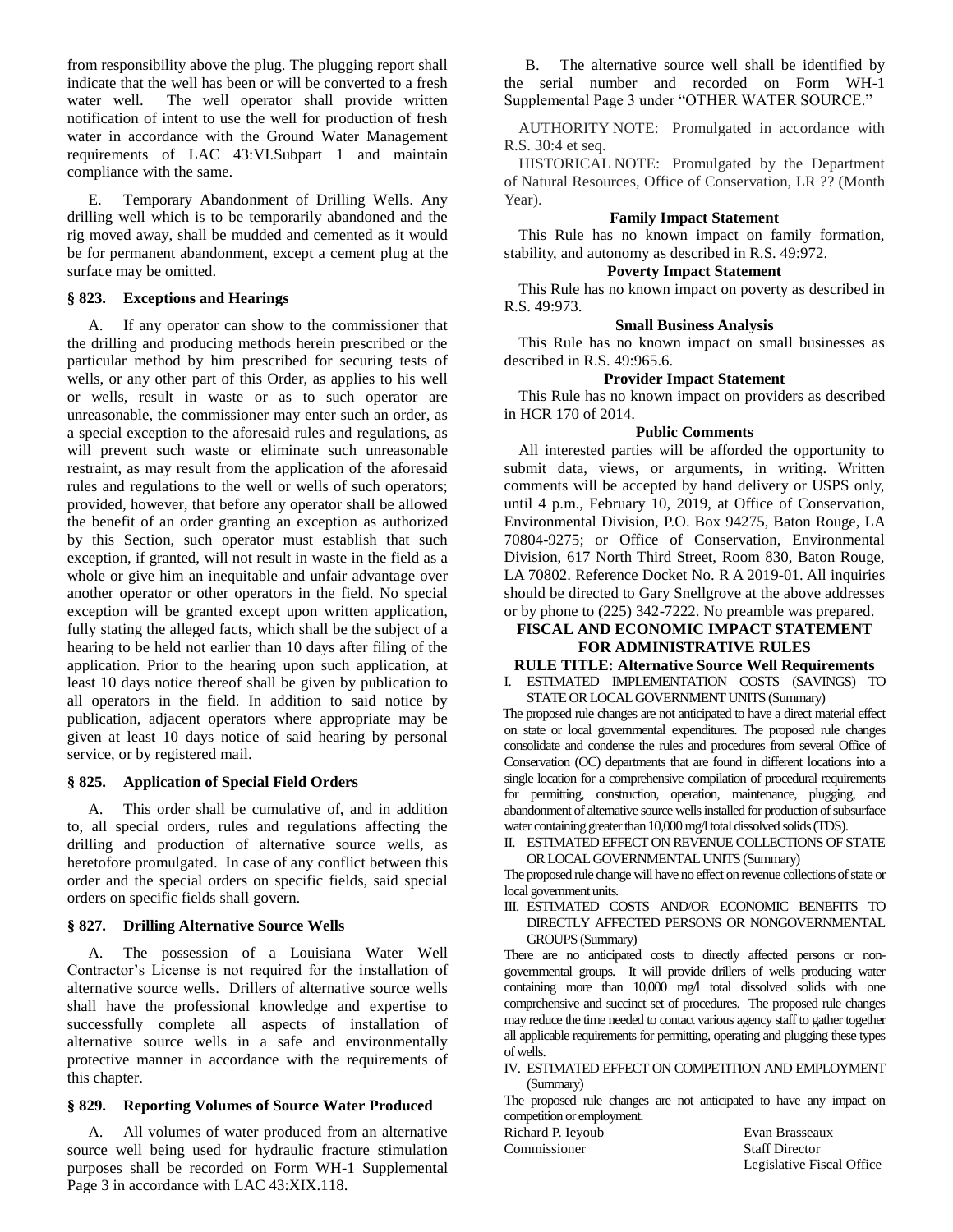from responsibility above the plug. The plugging report shall indicate that the well has been or will be converted to a fresh water well. The well operator shall provide written notification of intent to use the well for production of fresh water in accordance with the Ground Water Management requirements of LAC 43:VI.Subpart 1 and maintain compliance with the same.

E. Temporary Abandonment of Drilling Wells. Any drilling well which is to be temporarily abandoned and the rig moved away, shall be mudded and cemented as it would be for permanent abandonment, except a cement plug at the surface may be omitted.

### § 823. Exceptions and Hearings

A. If any operator can show to the commissioner that the drilling and producing methods herein prescribed or the particular method by him prescribed for securing tests of wells, or any other part of this Order, as applies to his well or wells, result in waste or as to such operator are unreasonable, the commissioner may enter such an order, as a special exception to the aforesaid rules and regulations, as will prevent such waste or eliminate such unreasonable restraint, as may result from the application of the aforesaid rules and regulations to the well or wells of such operators; provided, however, that before any operator shall be allowed the benefit of an order granting an exception as authorized by this Section, such operator must establish that such exception, if granted, will not result in waste in the field as a whole or give him an inequitable and unfair advantage over another operator or other operators in the field. No special exception will be granted except upon written application, fully stating the alleged facts, which shall be the subject of a hearing to be held not earlier than 10 days after filing of the application. Prior to the hearing upon such application, at least 10 days notice thereof shall be given by publication to all operators in the field. In addition to said notice by publication, adjacent operators where appropriate may be given at least 10 days notice of said hearing by personal service, or by registered mail.

### § 825. Application of Special Field Orders

A. This order shall be cumulative of, and in addition to, all special orders, rules and regulations affecting the drilling and production of alternative source wells, as heretofore promulgated. In case of any conflict between this order and the special orders on specific fields, said special orders on specific fields shall govern.

### § 827. Drilling Alternative Source Wells

A. The possession of a Louisiana Water Well Contractor's License is not required for the installation of alternative source wells. Drillers of alternative source wells shall have the professional knowledge and expertise to successfully complete all aspects of installation of alternative source wells in a safe and environmentally protective manner in accordance with the requirements of this chapter.

### § 829. Reporting Volumes of Source Water Produced

A. All volumes of water produced from an alternative source well being used for hydraulic fracture stimulation purposes shall be recorded on Form WH-1 Supplemental Page 3 in accordance with LAC 43:XIX.118.

B. The alternative source well shall be identified by the serial number and recorded on Form WH-1 Supplemental Page 3 under "OTHER WATER SOURCE."

AUTHORITY NOTE: Promulgated in accordance with R.S. 30:4 et seq.

HISTORICAL NOTE: Promulgated by the Department of Natural Resources, Office of Conservation, LR ?? (Month Year).

**Family Impact Statement**

This Rule has no known impact on family formation, stability, and autonomy as described in R.S. 49:972.

**Poverty Impact Statement**

This Rule has no known impact on poverty as described in R.S. 49:973.

**Small Business Analysis**

This Rule has no known impact on small businesses as described in R.S. 49:965.6.

**Provider Impact Statement**

This Rule has no known impact on providers as described in HCR 170 of 2014.

**Public Comments**

All interested parties will be afforded the opportunity to submit data, views, or arguments, in writing. Written comments will be accepted by hand delivery or USPS only, until 4 p.m., February 10, 2019, at Office of Conservation, Environmental Division, P.O. Box 94275, Baton Rouge, LA 70804-9275; or Office of Conservation, Environmental Division, 617 North Third Street, Room 830, Baton Rouge, LA 70802. Reference Docket No. R A 2019-01. All inquiries should be directed to Gary Snellgrove at the above addresses or by phone to (225) 342-7222. No preamble was prepared.

## FISCAL AND ECONOMIC IMPACT STATEMENT FOR ADMINISTRATIVE RULES

### RULE TITLE: Alternative Source Well Requirements

I. ESTIMATED IMPLEMENTATION COSTS (SAVINGS) TO STATE OR LOCAL GOVERNMENT UNITS (Summary)

The proposed rule changes are not anticipated to have a direct material effect on state or local governmental expenditures. The proposed rule changes consolidate and condense the rules and procedures from several Office of Conservation (OC) departments that are found in different locations into a single location for a comprehensive compilation of procedural requirements for permitting, construction, operation, maintenance, plugging, and abandonment of alternative source wells installed for production of subsurface water containing greater than 10,000 mg/l total dissolved solids (TDS).

II. ESTIMATED EFFECT ON REVENUE COLLECTIONS OF STATE OR LOCAL GOVERNMENTAL UNITS (Summary)

The proposed rule change will have no effect on revenue collections of state or local government units.

III. ESTIMATED COSTS AND/OR ECONOMIC BENEFITS TO DIRECTLY AFFECTED PERSONS OR NONGOVERNMENTAL GROUPS (Summary)

There are no anticipated costs to directly affected persons or non-governmental groups. It will provide drillers of wells producing water containing more than 10,000 mg/l total dissolved solids with one comprehensive and succinct set of procedures. The proposed rule changes may reduce the time needed to contact various agency staff to gather together all applicable requirements for permitting, operating and plugging these types of wells.

IV. ESTIMATED EFFECT ON COMPETITION AND EMPLOYMENT (Summary)

The proposed rule changes are not anticipated to have any impact on competition or employment.

| | |
|---|---|
| Richard P. Ieyoub | Evan Brasseaux |
| Commissioner | Staff Director |
| | Legislative Fiscal Office |